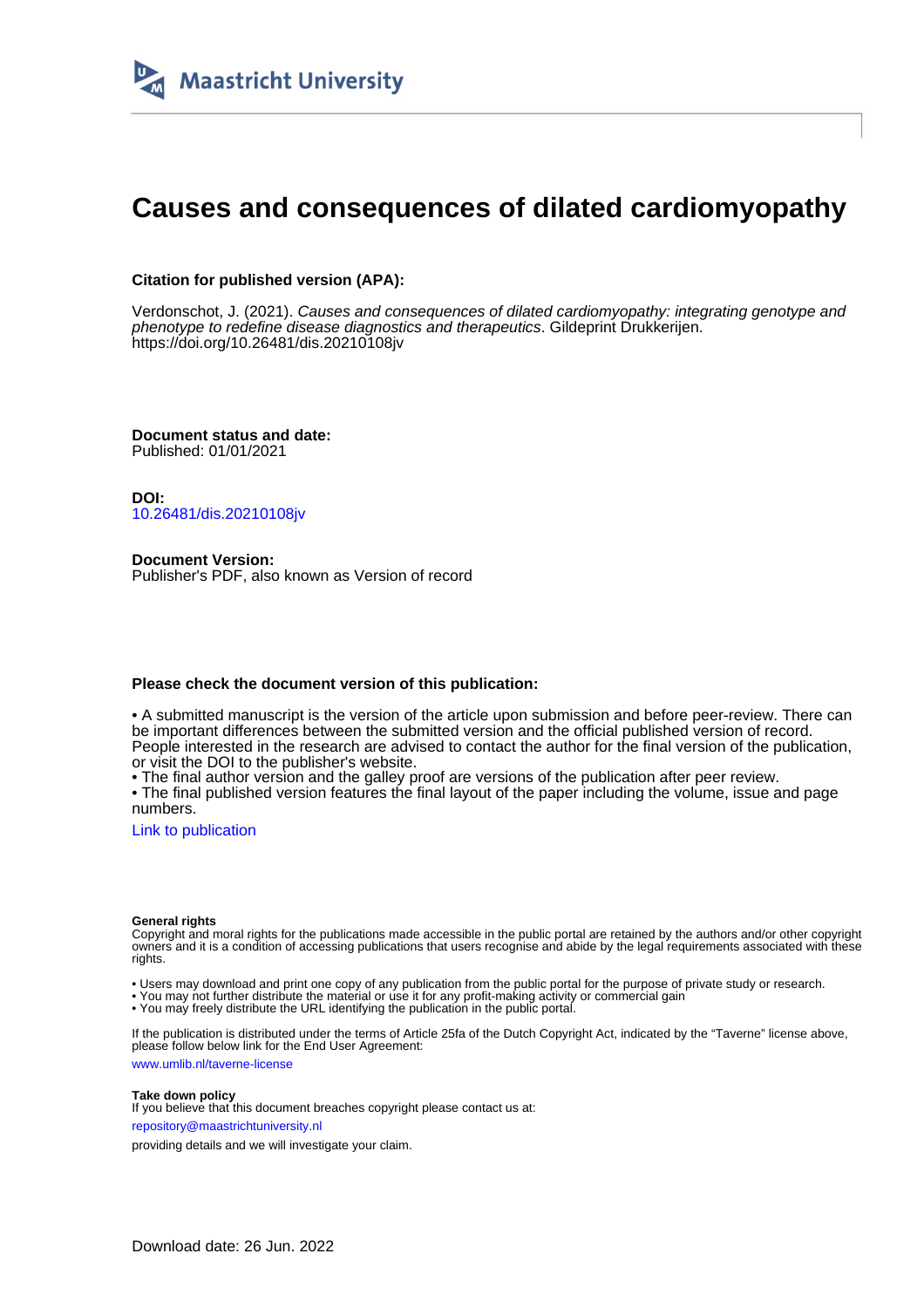Maastricht University

# Causes and consequences of dilated cardiomyopathy

**Citation for published version (APA):**

Verdonschot, J. (2021). *Causes and consequences of dilated cardiomyopathy: integrating genotype and phenotype to redefine disease diagnostics and therapeutics*. Gildeprint Drukkerijen. https://doi.org/10.26481/dis.20210108jv

**Document status and date:**
Published: 01/01/2021

**DOI:**
10.26481/dis.20210108jv

**Document Version:**
Publisher's PDF, also known as Version of record

**Please check the document version of this publication:**

• A submitted manuscript is the version of the article upon submission and before peer-review. There can be important differences between the submitted version and the official published version of record. People interested in the research are advised to contact the author for the final version of the publication, or visit the DOI to the publisher's website.
• The final author version and the galley proof are versions of the publication after peer review.
• The final published version features the final layout of the paper including the volume, issue and page numbers.

Link to publication

**General rights**
Copyright and moral rights for the publications made accessible in the public portal are retained by the authors and/or other copyright owners and it is a condition of accessing publications that users recognise and abide by the legal requirements associated with these rights.

• Users may download and print one copy of any publication from the public portal for the purpose of private study or research.
• You may not further distribute the material or use it for any profit-making activity or commercial gain
• You may freely distribute the URL identifying the publication in the public portal.

If the publication is distributed under the terms of Article 25fa of the Dutch Copyright Act, indicated by the "Taverne" license above, please follow below link for the End User Agreement:

www.umlib.nl/taverne-license

**Take down policy**
If you believe that this document breaches copyright please contact us at:

repository@maastrichtuniversity.nl

providing details and we will investigate your claim.

Download date: 26 Jun. 2022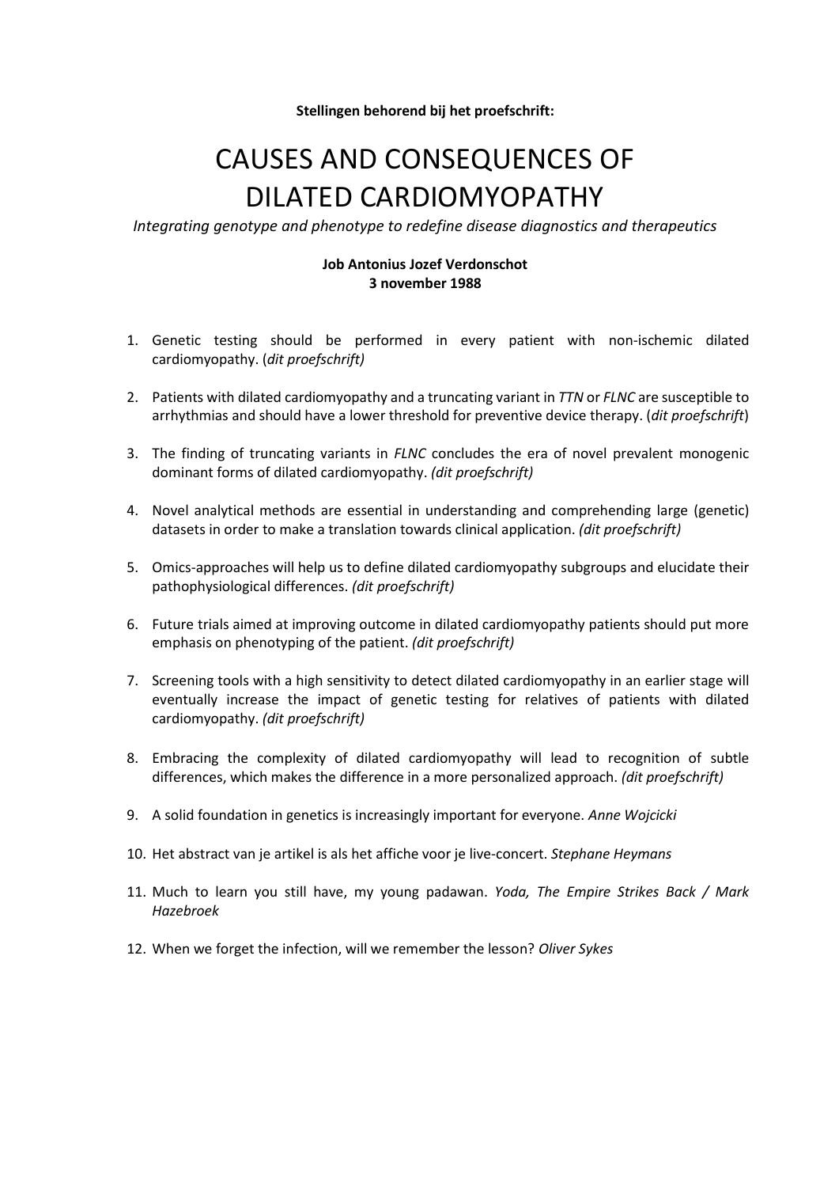**Stellingen behorend bij het proefschrift:**

# CAUSES AND CONSEQUENCES OF DILATED CARDIOMYOPATHY

*Integrating genotype and phenotype to redefine disease diagnostics and therapeutics*

**Job Antonius Jozef Verdonschot**
**3 november 1988**

1. Genetic testing should be performed in every patient with non-ischemic dilated cardiomyopathy. (*dit proefschrift)*

2. Patients with dilated cardiomyopathy and a truncating variant in *TTN* or *FLNC* are susceptible to arrhythmias and should have a lower threshold for preventive device therapy. (*dit proefschrift*)

3. The finding of truncating variants in *FLNC* concludes the era of novel prevalent monogenic dominant forms of dilated cardiomyopathy. *(dit proefschrift)*

4. Novel analytical methods are essential in understanding and comprehending large (genetic) datasets in order to make a translation towards clinical application. *(dit proefschrift)*

5. Omics-approaches will help us to define dilated cardiomyopathy subgroups and elucidate their pathophysiological differences. *(dit proefschrift)*

6. Future trials aimed at improving outcome in dilated cardiomyopathy patients should put more emphasis on phenotyping of the patient. *(dit proefschrift)*

7. Screening tools with a high sensitivity to detect dilated cardiomyopathy in an earlier stage will eventually increase the impact of genetic testing for relatives of patients with dilated cardiomyopathy. *(dit proefschrift)*

8. Embracing the complexity of dilated cardiomyopathy will lead to recognition of subtle differences, which makes the difference in a more personalized approach. *(dit proefschrift)*

9. A solid foundation in genetics is increasingly important for everyone. *Anne Wojcicki*

10. Het abstract van je artikel is als het affiche voor je live-concert. *Stephane Heymans*

11. Much to learn you still have, my young padawan. *Yoda, The Empire Strikes Back / Mark Hazebroek*

12. When we forget the infection, will we remember the lesson? *Oliver Sykes*